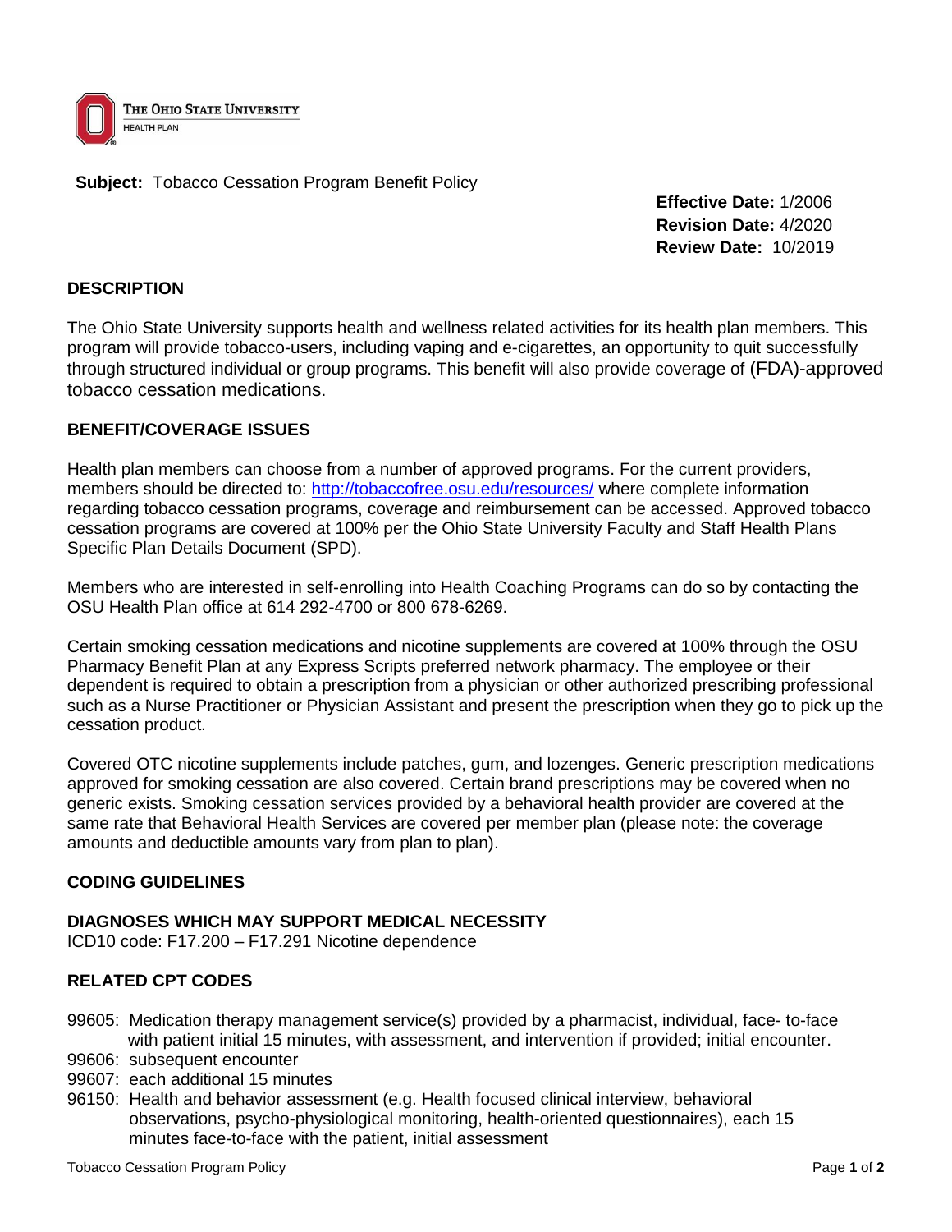THE OHIO STATE UNIVERSITY
HEALTH PLAN

**Subject:** Tobacco Cessation Program Benefit Policy

**Effective Date:** 1/2006
**Revision Date:** 4/2020
**Review Date:** 10/2019

## DESCRIPTION

The Ohio State University supports health and wellness related activities for its health plan members. This program will provide tobacco-users, including vaping and e-cigarettes, an opportunity to quit successfully through structured individual or group programs. This benefit will also provide coverage of (FDA)-approved tobacco cessation medications.

## BENEFIT/COVERAGE ISSUES

Health plan members can choose from a number of approved programs. For the current providers, members should be directed to: http://tobaccofree.osu.edu/resources/ where complete information regarding tobacco cessation programs, coverage and reimbursement can be accessed. Approved tobacco cessation programs are covered at 100% per the Ohio State University Faculty and Staff Health Plans Specific Plan Details Document (SPD).

Members who are interested in self-enrolling into Health Coaching Programs can do so by contacting the OSU Health Plan office at 614 292-4700 or 800 678-6269.

Certain smoking cessation medications and nicotine supplements are covered at 100% through the OSU Pharmacy Benefit Plan at any Express Scripts preferred network pharmacy. The employee or their dependent is required to obtain a prescription from a physician or other authorized prescribing professional such as a Nurse Practitioner or Physician Assistant and present the prescription when they go to pick up the cessation product.

Covered OTC nicotine supplements include patches, gum, and lozenges. Generic prescription medications approved for smoking cessation are also covered. Certain brand prescriptions may be covered when no generic exists. Smoking cessation services provided by a behavioral health provider are covered at the same rate that Behavioral Health Services are covered per member plan (please note: the coverage amounts and deductible amounts vary from plan to plan).

## CODING GUIDELINES

### DIAGNOSES WHICH MAY SUPPORT MEDICAL NECESSITY

ICD10 code: F17.200 – F17.291 Nicotine dependence

### RELATED CPT CODES

99605: Medication therapy management service(s) provided by a pharmacist, individual, face- to-face with patient initial 15 minutes, with assessment, and intervention if provided; initial encounter.
99606: subsequent encounter
99607: each additional 15 minutes
96150: Health and behavior assessment (e.g. Health focused clinical interview, behavioral observations, psycho-physiological monitoring, health-oriented questionnaires), each 15 minutes face-to-face with the patient, initial assessment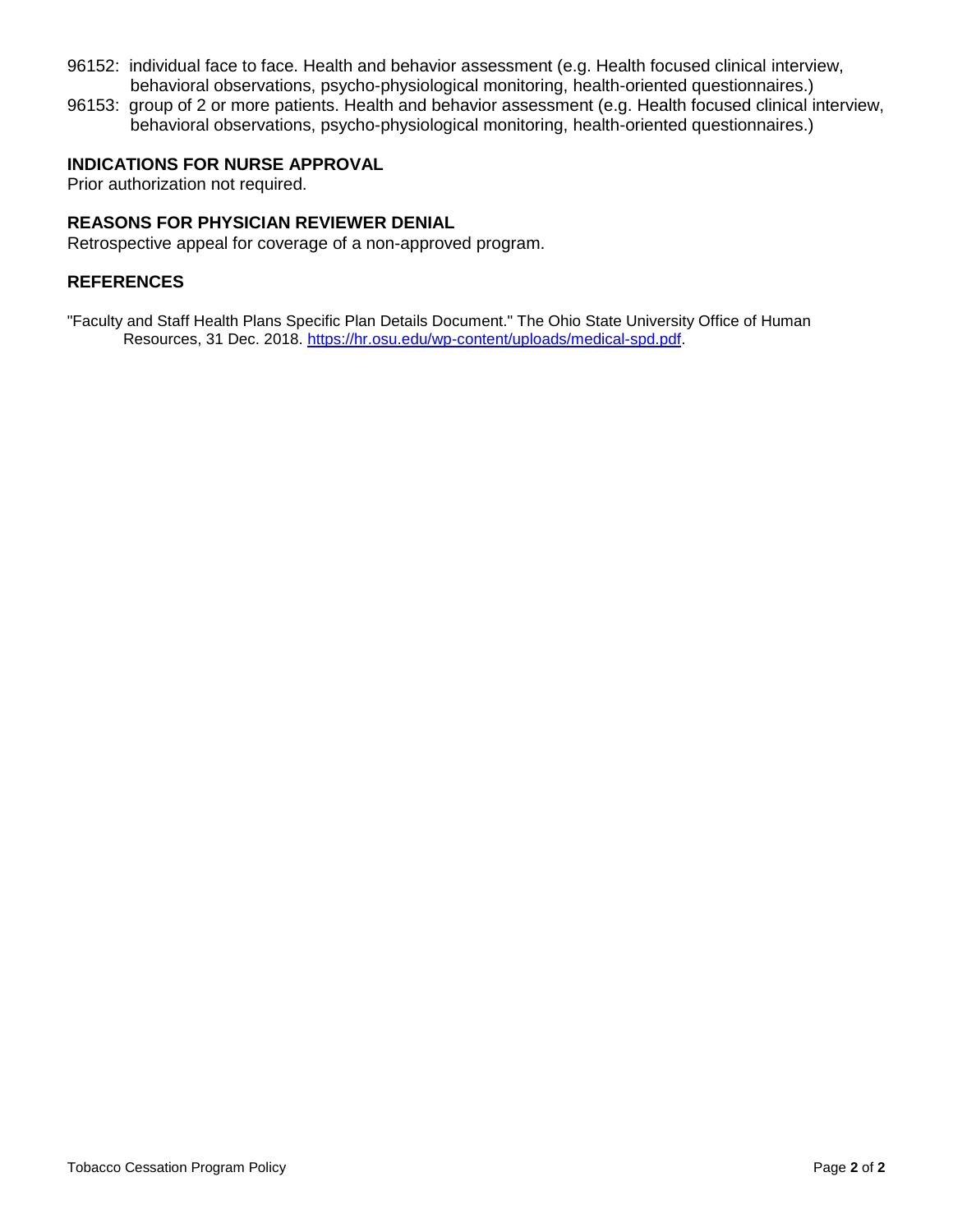96152: individual face to face. Health and behavior assessment (e.g. Health focused clinical interview, behavioral observations, psycho-physiological monitoring, health-oriented questionnaires.)

96153: group of 2 or more patients. Health and behavior assessment (e.g. Health focused clinical interview, behavioral observations, psycho-physiological monitoring, health-oriented questionnaires.)

## INDICATIONS FOR NURSE APPROVAL

Prior authorization not required.

## REASONS FOR PHYSICIAN REVIEWER DENIAL

Retrospective appeal for coverage of a non-approved program.

## REFERENCES

"Faculty and Staff Health Plans Specific Plan Details Document." The Ohio State University Office of Human Resources, 31 Dec. 2018. https://hr.osu.edu/wp-content/uploads/medical-spd.pdf.